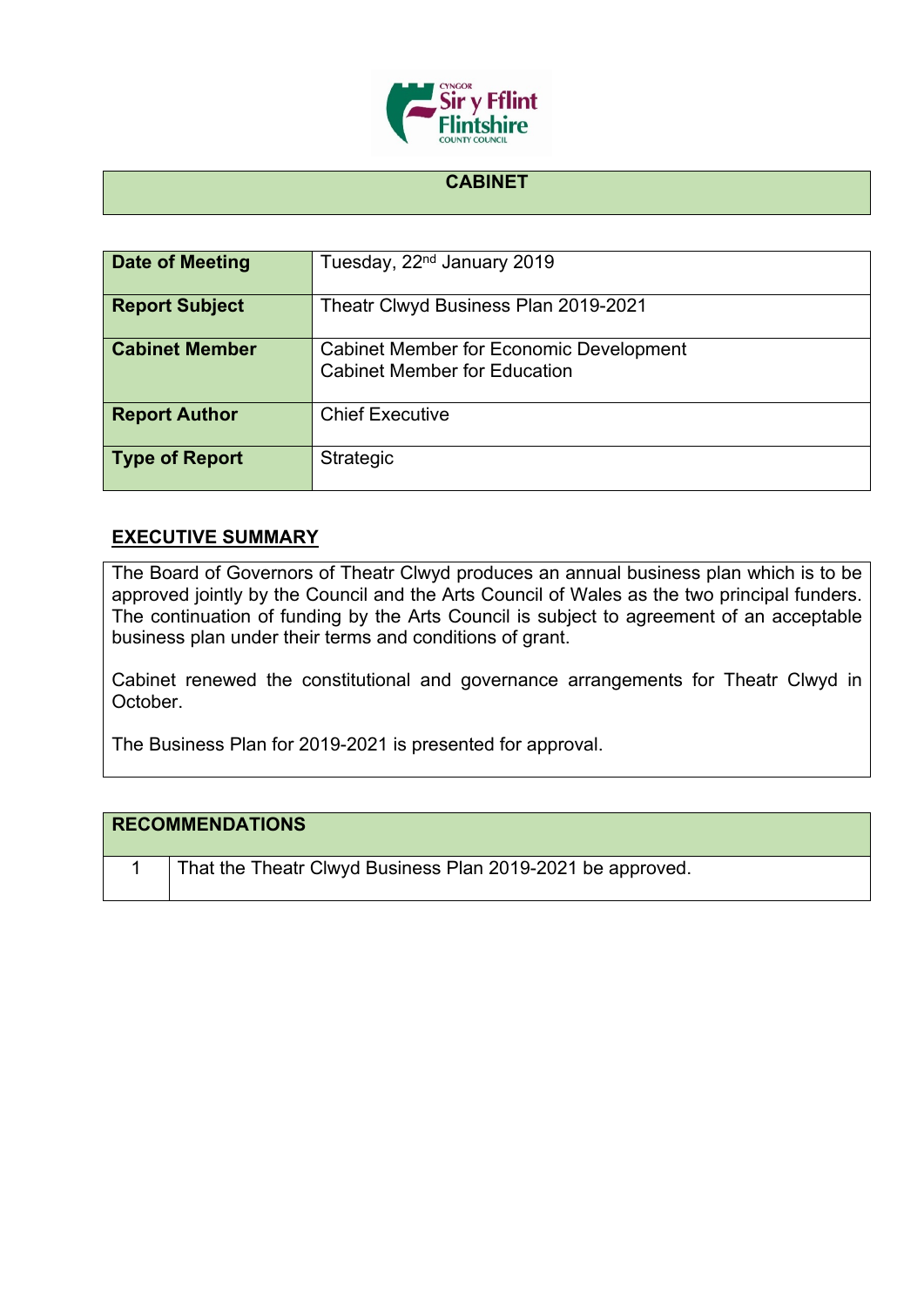# CABINET

| Date of Meeting | Tuesday, 22nd January 2019 |
|---|---|
| Report Subject | Theatr Clwyd Business Plan 2019-2021 |
| Cabinet Member | Cabinet Member for Economic Development<br>Cabinet Member for Education |
| Report Author | Chief Executive |
| Type of Report | Strategic |

## EXECUTIVE SUMMARY

The Board of Governors of Theatr Clwyd produces an annual business plan which is to be approved jointly by the Council and the Arts Council of Wales as the two principal funders. The continuation of funding by the Arts Council is subject to agreement of an acceptable business plan under their terms and conditions of grant.

Cabinet renewed the constitutional and governance arrangements for Theatr Clwyd in October.

The Business Plan for 2019-2021 is presented for approval.

| RECOMMENDATIONS | |
|---|---|
| 1 | That the Theatr Clwyd Business Plan 2019-2021 be approved. |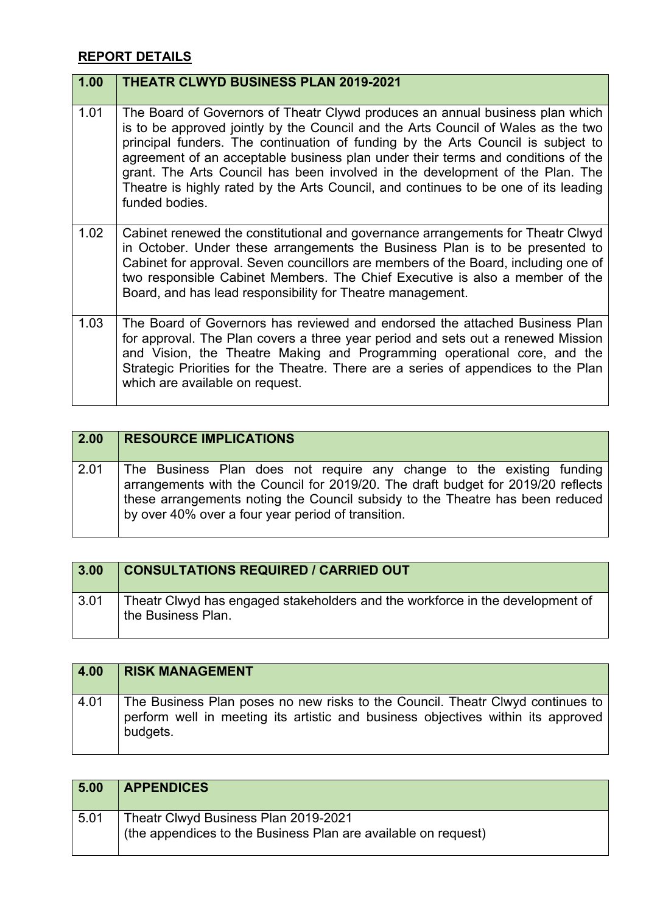## REPORT DETAILS

| 1.00 | THEATR CLWYD BUSINESS PLAN 2019-2021 |
|---|---|
| 1.01 | The Board of Governors of Theatr Clywd produces an annual business plan which is to be approved jointly by the Council and the Arts Council of Wales as the two principal funders. The continuation of funding by the Arts Council is subject to agreement of an acceptable business plan under their terms and conditions of the grant. The Arts Council has been involved in the development of the Plan. The Theatre is highly rated by the Arts Council, and continues to be one of its leading funded bodies. |
| 1.02 | Cabinet renewed the constitutional and governance arrangements for Theatr Clwyd in October. Under these arrangements the Business Plan is to be presented to Cabinet for approval. Seven councillors are members of the Board, including one of two responsible Cabinet Members. The Chief Executive is also a member of the Board, and has lead responsibility for Theatre management. |
| 1.03 | The Board of Governors has reviewed and endorsed the attached Business Plan for approval. The Plan covers a three year period and sets out a renewed Mission and Vision, the Theatre Making and Programming operational core, and the Strategic Priorities for the Theatre. There are a series of appendices to the Plan which are available on request. |

| 2.00 | RESOURCE IMPLICATIONS |
|---|---|
| 2.01 | The Business Plan does not require any change to the existing funding arrangements with the Council for 2019/20. The draft budget for 2019/20 reflects these arrangements noting the Council subsidy to the Theatre has been reduced by over 40% over a four year period of transition. |

| 3.00 | CONSULTATIONS REQUIRED / CARRIED OUT |
|---|---|
| 3.01 | Theatr Clwyd has engaged stakeholders and the workforce in the development of the Business Plan. |

| 4.00 | RISK MANAGEMENT |
|---|---|
| 4.01 | The Business Plan poses no new risks to the Council. Theatr Clwyd continues to perform well in meeting its artistic and business objectives within its approved budgets. |

| 5.00 | APPENDICES |
|---|---|
| 5.01 | Theatr Clwyd Business Plan 2019-2021<br>(the appendices to the Business Plan are available on request) |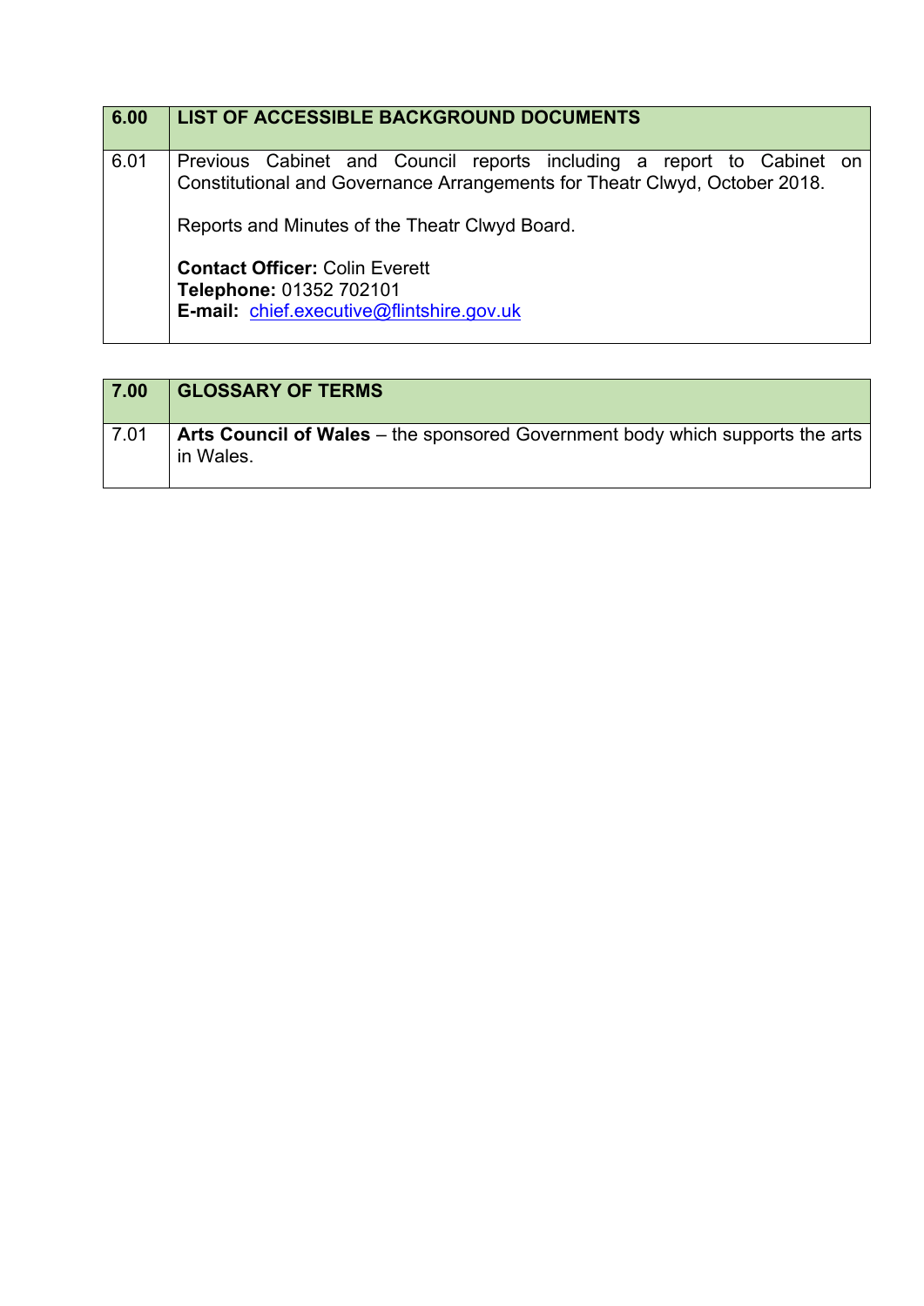| 6.00 | LIST OF ACCESSIBLE BACKGROUND DOCUMENTS |
|---|---|
| 6.01 | Previous Cabinet and Council reports including a report to Cabinet on Constitutional and Governance Arrangements for Theatr Clwyd, October 2018.<br><br>Reports and Minutes of the Theatr Clwyd Board.<br><br>**Contact Officer:** Colin Everett<br>**Telephone:** 01352 702101<br>**E-mail:** chief.executive@flintshire.gov.uk |

| 7.00 | GLOSSARY OF TERMS |
|---|---|
| 7.01 | **Arts Council of Wales** – the sponsored Government body which supports the arts in Wales. |